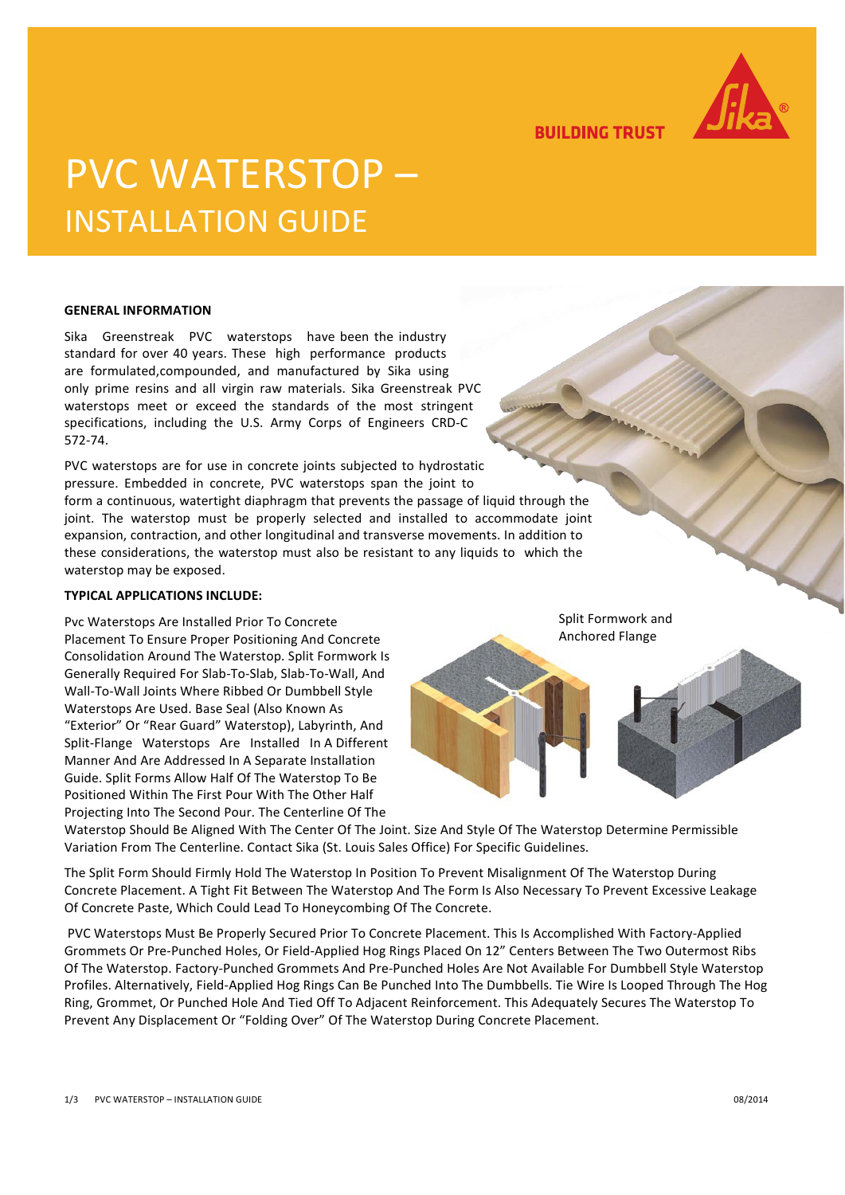BUILDING TRUST

# PVC WATERSTOP –
## INSTALLATION GUIDE

### GENERAL INFORMATION

Sika Greenstreak PVC waterstops have been the industry standard for over 40 years. These high performance products are formulated,compounded, and manufactured by Sika using only prime resins and all virgin raw materials. Sika Greenstreak PVC waterstops meet or exceed the standards of the most stringent specifications, including the U.S. Army Corps of Engineers CRD-C 572-74.

PVC waterstops are for use in concrete joints subjected to hydrostatic pressure. Embedded in concrete, PVC waterstops span the joint to form a continuous, watertight diaphragm that prevents the passage of liquid through the joint. The waterstop must be properly selected and installed to accommodate joint expansion, contraction, and other longitudinal and transverse movements. In addition to these considerations, the waterstop must also be resistant to any liquids to which the waterstop may be exposed.

### TYPICAL APPLICATIONS INCLUDE:

Pvc Waterstops Are Installed Prior To Concrete Placement To Ensure Proper Positioning And Concrete Consolidation Around The Waterstop. Split Formwork Is Generally Required For Slab-To-Slab, Slab-To-Wall, And Wall-To-Wall Joints Where Ribbed Or Dumbbell Style Waterstops Are Used. Base Seal (Also Known As "Exterior" Or "Rear Guard" Waterstop), Labyrinth, And Split-Flange Waterstops Are Installed In A Different Manner And Are Addressed In A Separate Installation Guide. Split Forms Allow Half Of The Waterstop To Be Positioned Within The First Pour With The Other Half Projecting Into The Second Pour. The Centerline Of The Waterstop Should Be Aligned With The Center Of The Joint. Size And Style Of The Waterstop Determine Permissible Variation From The Centerline. Contact Sika (St. Louis Sales Office) For Specific Guidelines.

Split Formwork and Anchored Flange

The Split Form Should Firmly Hold The Waterstop In Position To Prevent Misalignment Of The Waterstop During Concrete Placement. A Tight Fit Between The Waterstop And The Form Is Also Necessary To Prevent Excessive Leakage Of Concrete Paste, Which Could Lead To Honeycombing Of The Concrete.

PVC Waterstops Must Be Properly Secured Prior To Concrete Placement. This Is Accomplished With Factory-Applied Grommets Or Pre-Punched Holes, Or Field-Applied Hog Rings Placed On 12" Centers Between The Two Outermost Ribs Of The Waterstop. Factory-Punched Grommets And Pre-Punched Holes Are Not Available For Dumbbell Style Waterstop Profiles. Alternatively, Field-Applied Hog Rings Can Be Punched Into The Dumbbells. Tie Wire Is Looped Through The Hog Ring, Grommet, Or Punched Hole And Tied Off To Adjacent Reinforcement. This Adequately Secures The Waterstop To Prevent Any Displacement Or "Folding Over" Of The Waterstop During Concrete Placement.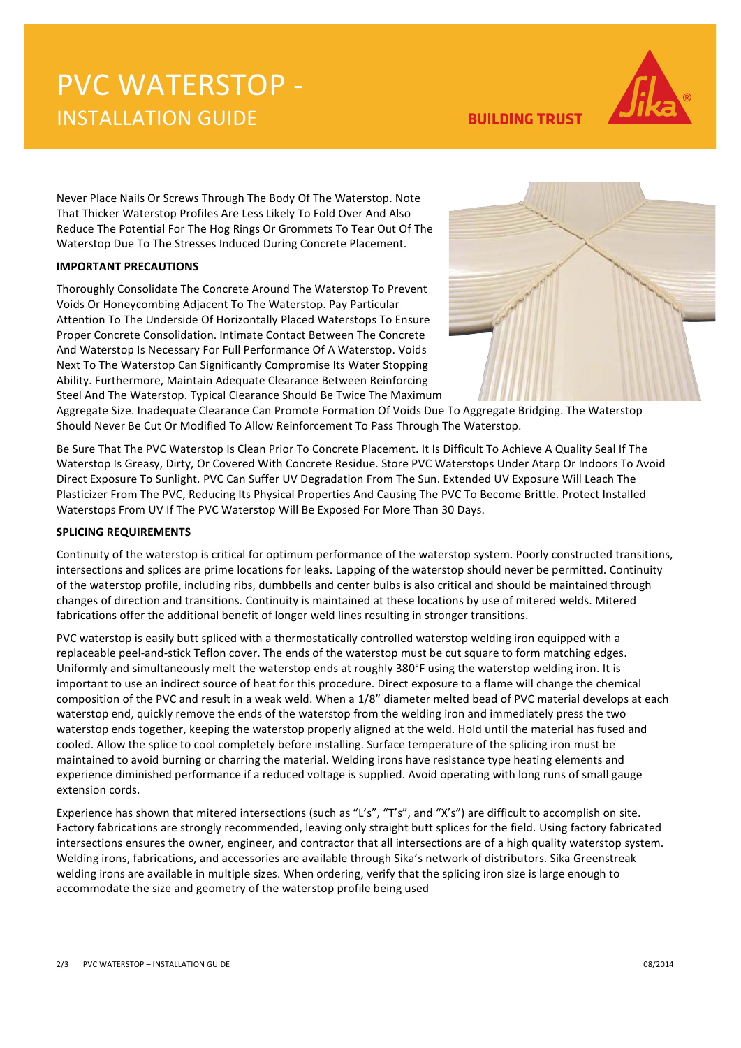# PVC WATERSTOP - INSTALLATION GUIDE

Never Place Nails Or Screws Through The Body Of The Waterstop. Note That Thicker Waterstop Profiles Are Less Likely To Fold Over And Also Reduce The Potential For The Hog Rings Or Grommets To Tear Out Of The Waterstop Due To The Stresses Induced During Concrete Placement.

**IMPORTANT PRECAUTIONS**

Thoroughly Consolidate The Concrete Around The Waterstop To Prevent Voids Or Honeycombing Adjacent To The Waterstop. Pay Particular Attention To The Underside Of Horizontally Placed Waterstops To Ensure Proper Concrete Consolidation. Intimate Contact Between The Concrete And Waterstop Is Necessary For Full Performance Of A Waterstop. Voids Next To The Waterstop Can Significantly Compromise Its Water Stopping Ability. Furthermore, Maintain Adequate Clearance Between Reinforcing Steel And The Waterstop. Typical Clearance Should Be Twice The Maximum Aggregate Size. Inadequate Clearance Can Promote Formation Of Voids Due To Aggregate Bridging. The Waterstop Should Never Be Cut Or Modified To Allow Reinforcement To Pass Through The Waterstop.

Be Sure That The PVC Waterstop Is Clean Prior To Concrete Placement. It Is Difficult To Achieve A Quality Seal If The Waterstop Is Greasy, Dirty, Or Covered With Concrete Residue. Store PVC Waterstops Under Atarp Or Indoors To Avoid Direct Exposure To Sunlight. PVC Can Suffer UV Degradation From The Sun. Extended UV Exposure Will Leach The Plasticizer From The PVC, Reducing Its Physical Properties And Causing The PVC To Become Brittle. Protect Installed Waterstops From UV If The PVC Waterstop Will Be Exposed For More Than 30 Days.

**SPLICING REQUIREMENTS**

Continuity of the waterstop is critical for optimum performance of the waterstop system. Poorly constructed transitions, intersections and splices are prime locations for leaks. Lapping of the waterstop should never be permitted. Continuity of the waterstop profile, including ribs, dumbbells and center bulbs is also critical and should be maintained through changes of direction and transitions. Continuity is maintained at these locations by use of mitered welds. Mitered fabrications offer the additional benefit of longer weld lines resulting in stronger transitions.

PVC waterstop is easily butt spliced with a thermostatically controlled waterstop welding iron equipped with a replaceable peel-and-stick Teflon cover. The ends of the waterstop must be cut square to form matching edges. Uniformly and simultaneously melt the waterstop ends at roughly 380°F using the waterstop welding iron. It is important to use an indirect source of heat for this procedure. Direct exposure to a flame will change the chemical composition of the PVC and result in a weak weld. When a 1/8" diameter melted bead of PVC material develops at each waterstop end, quickly remove the ends of the waterstop from the welding iron and immediately press the two waterstop ends together, keeping the waterstop properly aligned at the weld. Hold until the material has fused and cooled. Allow the splice to cool completely before installing. Surface temperature of the splicing iron must be maintained to avoid burning or charring the material. Welding irons have resistance type heating elements and experience diminished performance if a reduced voltage is supplied. Avoid operating with long runs of small gauge extension cords.

Experience has shown that mitered intersections (such as "L's", "T's", and "X's") are difficult to accomplish on site. Factory fabrications are strongly recommended, leaving only straight butt splices for the field. Using factory fabricated intersections ensures the owner, engineer, and contractor that all intersections are of a high quality waterstop system. Welding irons, fabrications, and accessories are available through Sika's network of distributors. Sika Greenstreak welding irons are available in multiple sizes. When ordering, verify that the splicing iron size is large enough to accommodate the size and geometry of the waterstop profile being used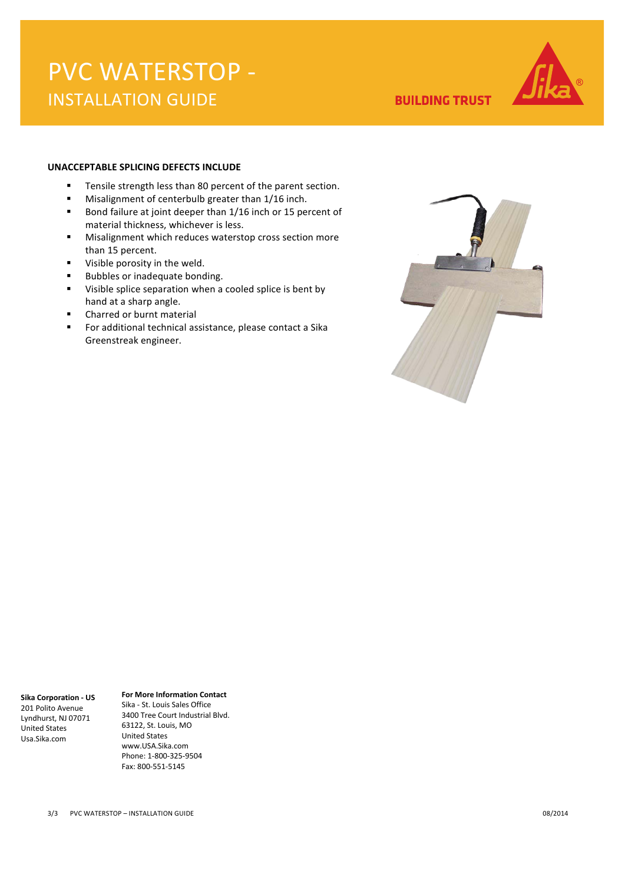# PVC WATERSTOP - INSTALLATION GUIDE

**BUILDING TRUST**

**UNACCEPTABLE SPLICING DEFECTS INCLUDE**

- Tensile strength less than 80 percent of the parent section.
- Misalignment of centerbulb greater than 1/16 inch.
- Bond failure at joint deeper than 1/16 inch or 15 percent of material thickness, whichever is less.
- Misalignment which reduces waterstop cross section more than 15 percent.
- Visible porosity in the weld.
- Bubbles or inadequate bonding.
- Visible splice separation when a cooled splice is bent by hand at a sharp angle.
- Charred or burnt material
- For additional technical assistance, please contact a Sika Greenstreak engineer.

**Sika Corporation - US**
201 Polito Avenue
Lyndhurst, NJ 07071
United States
Usa.Sika.com

**For More Information Contact**
Sika - St. Louis Sales Office
3400 Tree Court Industrial Blvd.
63122, St. Louis, MO
United States
www.USA.Sika.com
Phone: 1-800-325-9504
Fax: 800-551-5145

08/2014